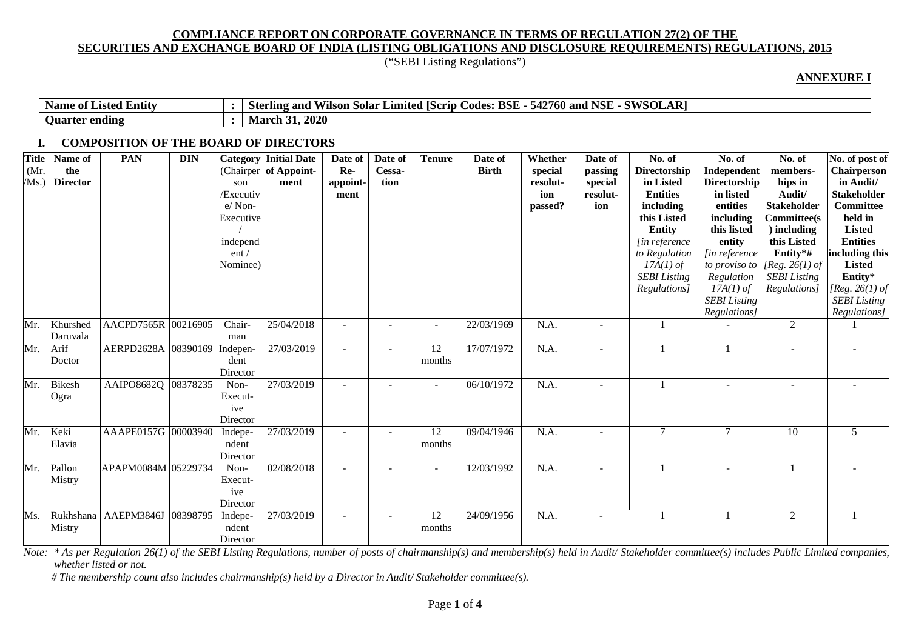# COMPLIANCE REPORT ON CORPORATE GOVERNANCE IN TERMS OF REGULATION 27(2) OF THE SECURITIES AND EXCHANGE BOARD OF INDIA (LISTING OBLIGATIONS AND DISCLOSURE REQUIREMENTS) REGULATIONS, 2015

("SEBI Listing Regulations")

**ANNEXURE I**

| | | |
|---|---|---|
| **Name of Listed Entity** | : | **Sterling and Wilson Solar Limited [Scrip Codes: BSE - 542760 and NSE - SWSOLAR]** |
| **Quarter ending** | : | **March 31, 2020** |

## I. COMPOSITION OF THE BOARD OF DIRECTORS

| Title (Mr./Ms.) | Name of the Director | PAN | DIN | Category (Chairperson /Executive/ Non-Executive / independent / Nominee) | Initial Date of Appointment | Date of Re-appointment | Date of Cessation | Tenure | Date of Birth | Whether special resolution passed? | Date of passing special resolution | No. of Directorship in Listed Entities including this Listed Entity *[in reference to Regulation 17A(1) of SEBI Listing Regulations]* | No. of Independent Directorship in listed entities including this listed entity *[in reference to proviso to Regulation 17A(1) of SEBI Listing Regulations]* | No. of memberships in Audit/ Stakeholder Committee(s) including this Listed Entity*# *[Reg. 26(1) of SEBI Listing Regulations]* | No. of post of Chairperson in Audit/ Stakeholder Committee held in Listed Entities including this Listed Entity* *[Reg. 26(1) of SEBI Listing Regulations]* |
|---|---|---|---|---|---|---|---|---|---|---|---|---|---|---|---|
| Mr. | Khurshed Daruvala | AACPD7565R | 00216905 | Chairman | 25/04/2018 | - | - | - | 22/03/1969 | N.A. | - | 1 | - | 2 | 1 |
| Mr. | Arif Doctor | AERPD2628A | 08390169 | Independent Director | 27/03/2019 | - | - | 12 months | 17/07/1972 | N.A. | - | 1 | 1 | - | - |
| Mr. | Bikesh Ogra | AAIPO8682Q | 08378235 | Non-Executive Director | 27/03/2019 | - | - | - | 06/10/1972 | N.A. | - | 1 | - | - | - |
| Mr. | Keki Elavia | AAAPE0157G | 00003940 | Independent Director | 27/03/2019 | - | - | 12 months | 09/04/1946 | N.A. | - | 7 | 7 | 10 | 5 |
| Mr. | Pallon Mistry | APAPM0084M | 05229734 | Non-Executive Director | 02/08/2018 | - | - | - | 12/03/1992 | N.A. | - | 1 | - | 1 | - |
| Ms. | Rukhshana Mistry | AAEPM3846J | 08398795 | Independent Director | 27/03/2019 | - | - | 12 months | 24/09/1956 | N.A. | - | 1 | 1 | 2 | 1 |

*Note: * As per Regulation 26(1) of the SEBI Listing Regulations, number of posts of chairmanship(s) and membership(s) held in Audit/ Stakeholder committee(s) includes Public Limited companies, whether listed or not.*

*# The membership count also includes chairmanship(s) held by a Director in Audit/ Stakeholder committee(s).*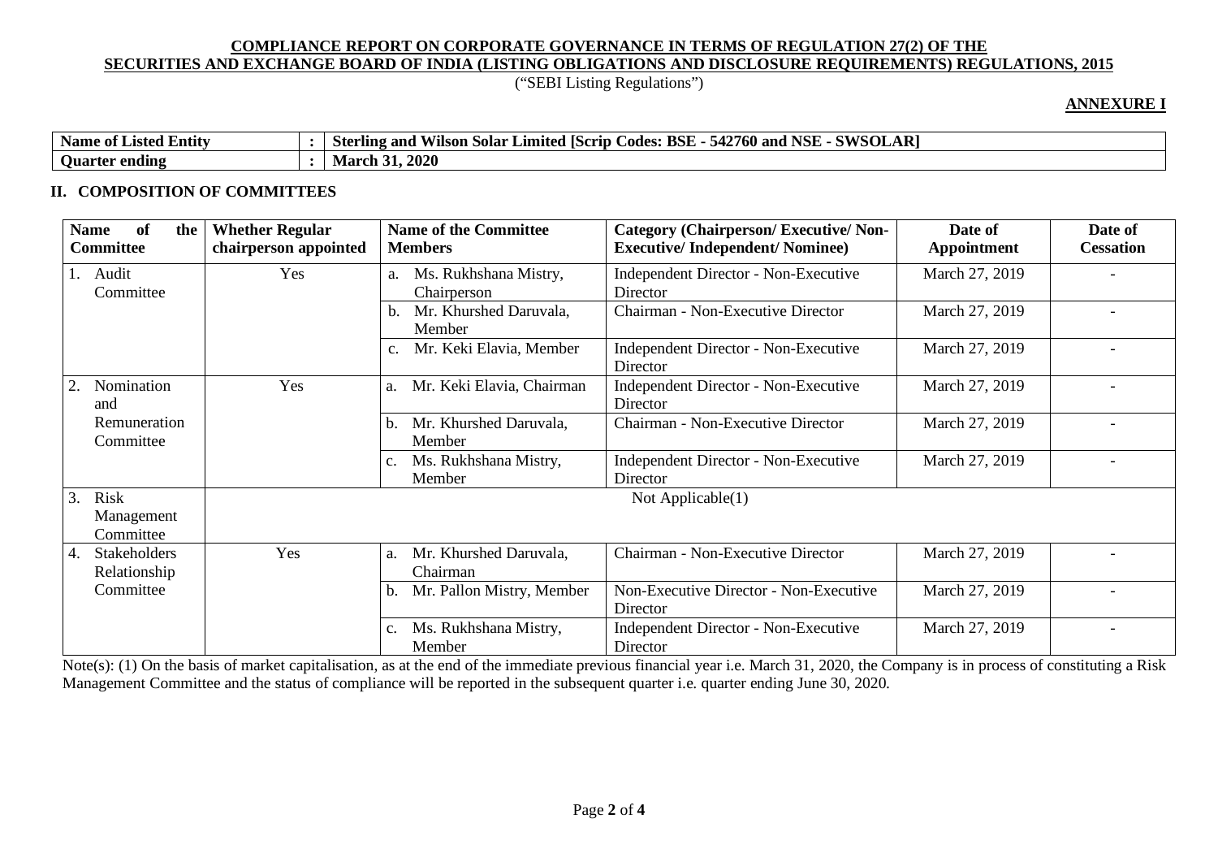**COMPLIANCE REPORT ON CORPORATE GOVERNANCE IN TERMS OF REGULATION 27(2) OF THE SECURITIES AND EXCHANGE BOARD OF INDIA (LISTING OBLIGATIONS AND DISCLOSURE REQUIREMENTS) REGULATIONS, 2015**

("SEBI Listing Regulations")

**ANNEXURE I**

| | | |
|---|---|---|
| **Name of Listed Entity** | **:** | **Sterling and Wilson Solar Limited [Scrip Codes: BSE - 542760 and NSE - SWSOLAR]** |
| **Quarter ending** | **:** | **March 31, 2020** |

## II. COMPOSITION OF COMMITTEES

| Name of the Committee | Whether Regular chairperson appointed | Name of the Committee Members | Category (Chairperson/ Executive/ Non-Executive/ Independent/ Nominee) | Date of Appointment | Date of Cessation |
|---|---|---|---|---|---|
| 1. Audit Committee | Yes | a. Ms. Rukhshana Mistry, Chairperson | Independent Director - Non-Executive Director | March 27, 2019 | - |
| | | b. Mr. Khurshed Daruvala, Member | Chairman - Non-Executive Director | March 27, 2019 | - |
| | | c. Mr. Keki Elavia, Member | Independent Director - Non-Executive Director | March 27, 2019 | - |
| 2. Nomination and Remuneration Committee | Yes | a. Mr. Keki Elavia, Chairman | Independent Director - Non-Executive Director | March 27, 2019 | - |
| | | b. Mr. Khurshed Daruvala, Member | Chairman - Non-Executive Director | March 27, 2019 | - |
| | | c. Ms. Rukhshana Mistry, Member | Independent Director - Non-Executive Director | March 27, 2019 | - |
| 3. Risk Management Committee | Not Applicable(1) | | | | |
| 4. Stakeholders Relationship Committee | Yes | a. Mr. Khurshed Daruvala, Chairman | Chairman - Non-Executive Director | March 27, 2019 | - |
| | | b. Mr. Pallon Mistry, Member | Non-Executive Director - Non-Executive Director | March 27, 2019 | - |
| | | c. Ms. Rukhshana Mistry, Member | Independent Director - Non-Executive Director | March 27, 2019 | - |

Note(s): (1) On the basis of market capitalisation, as at the end of the immediate previous financial year i.e. March 31, 2020, the Company is in process of constituting a Risk Management Committee and the status of compliance will be reported in the subsequent quarter i.e. quarter ending June 30, 2020.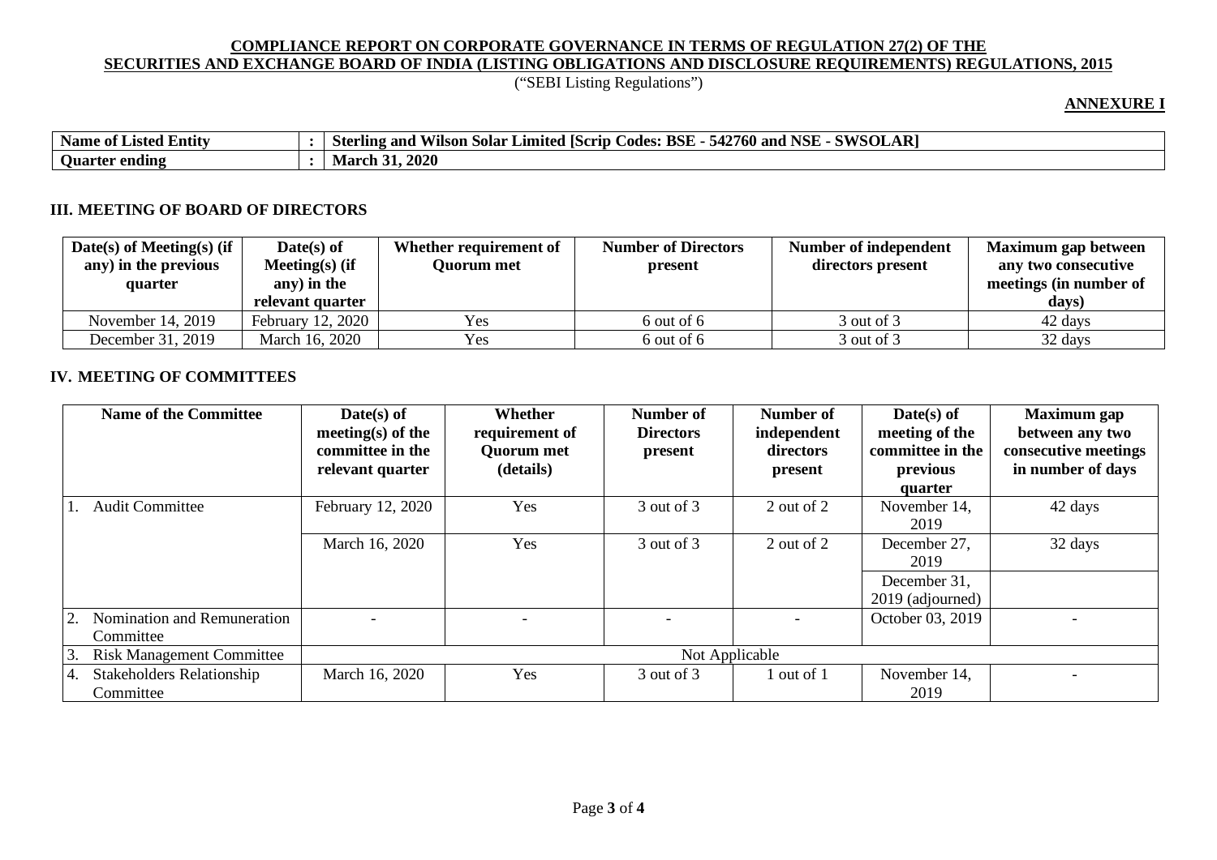**COMPLIANCE REPORT ON CORPORATE GOVERNANCE IN TERMS OF REGULATION 27(2) OF THE SECURITIES AND EXCHANGE BOARD OF INDIA (LISTING OBLIGATIONS AND DISCLOSURE REQUIREMENTS) REGULATIONS, 2015**

("SEBI Listing Regulations")

**ANNEXURE I**

| | | |
|---|---|---|
| **Name of Listed Entity** | **:** | **Sterling and Wilson Solar Limited [Scrip Codes: BSE - 542760 and NSE - SWSOLAR]** |
| **Quarter ending** | **:** | **March 31, 2020** |

### III. MEETING OF BOARD OF DIRECTORS

| Date(s) of Meeting(s) (if any) in the previous quarter | Date(s) of Meeting(s) (if any) in the relevant quarter | Whether requirement of Quorum met | Number of Directors present | Number of independent directors present | Maximum gap between any two consecutive meetings (in number of days) |
|---|---|---|---|---|---|
| November 14, 2019 | February 12, 2020 | Yes | 6 out of 6 | 3 out of 3 | 42 days |
| December 31, 2019 | March 16, 2020 | Yes | 6 out of 6 | 3 out of 3 | 32 days |

### IV. MEETING OF COMMITTEES

| Name of the Committee | Date(s) of meeting(s) of the committee in the relevant quarter | Whether requirement of Quorum met (details) | Number of Directors present | Number of independent directors present | Date(s) of meeting of the committee in the previous quarter | Maximum gap between any two consecutive meetings in number of days |
|---|---|---|---|---|---|---|
| 1. Audit Committee | February 12, 2020 | Yes | 3 out of 3 | 2 out of 2 | November 14, 2019 | 42 days |
| | March 16, 2020 | Yes | 3 out of 3 | 2 out of 2 | December 27, 2019 | 32 days |
| | | | | | December 31, 2019 (adjourned) | |
| 2. Nomination and Remuneration Committee | - | - | - | - | October 03, 2019 | - |
| 3. Risk Management Committee | Not Applicable | | | | | |
| 4. Stakeholders Relationship Committee | March 16, 2020 | Yes | 3 out of 3 | 1 out of 1 | November 14, 2019 | - |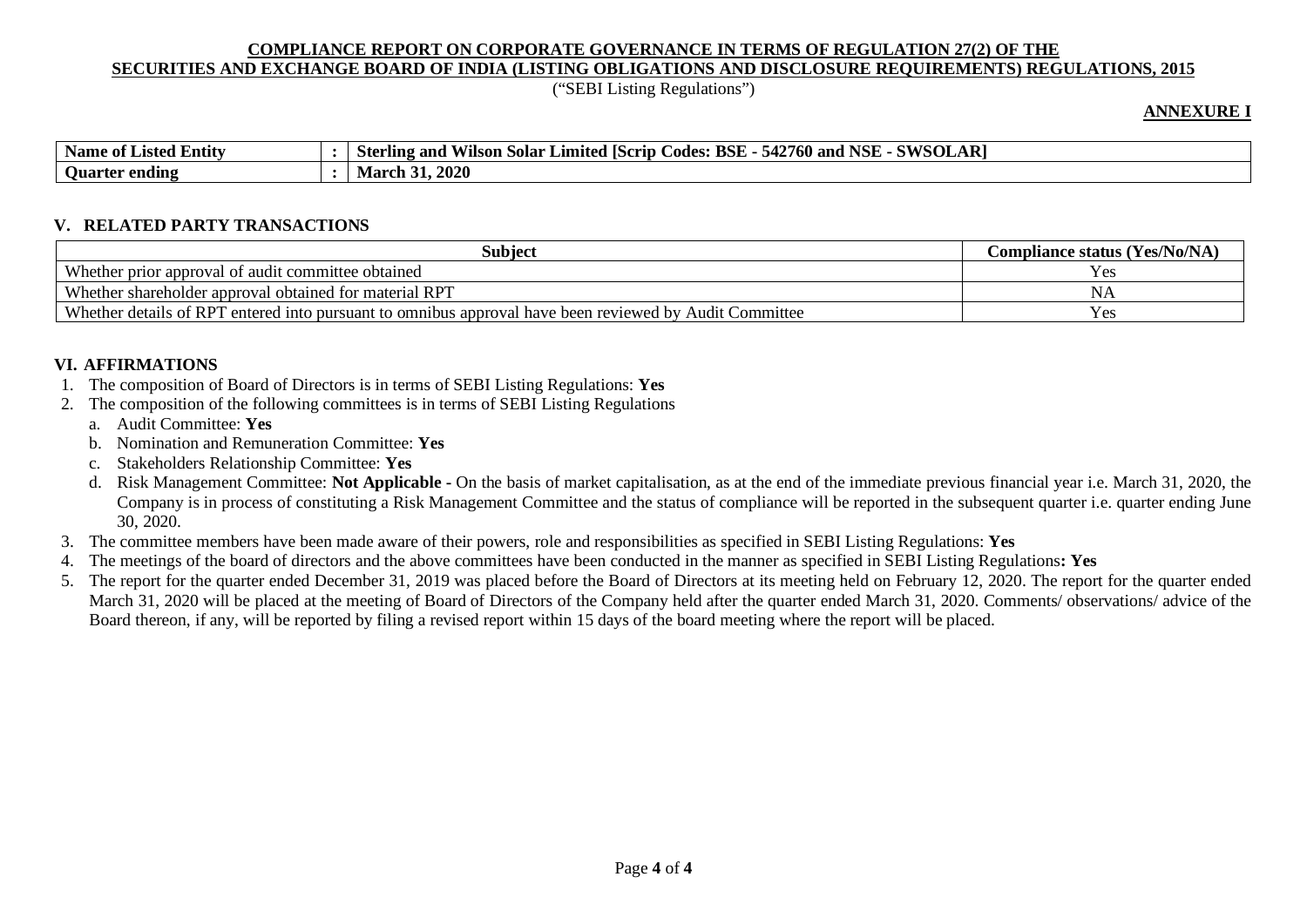**COMPLIANCE REPORT ON CORPORATE GOVERNANCE IN TERMS OF REGULATION 27(2) OF THE SECURITIES AND EXCHANGE BOARD OF INDIA (LISTING OBLIGATIONS AND DISCLOSURE REQUIREMENTS) REGULATIONS, 2015**

("SEBI Listing Regulations")

**ANNEXURE I**

| | | |
|---|---|---|
| **Name of Listed Entity** | **:** | **Sterling and Wilson Solar Limited [Scrip Codes: BSE - 542760 and NSE - SWSOLAR]** |
| **Quarter ending** | **:** | **March 31, 2020** |

## V. RELATED PARTY TRANSACTIONS

| Subject | Compliance status (Yes/No/NA) |
|---|---|
| Whether prior approval of audit committee obtained | Yes |
| Whether shareholder approval obtained for material RPT | NA |
| Whether details of RPT entered into pursuant to omnibus approval have been reviewed by Audit Committee | Yes |

## VI. AFFIRMATIONS

1. The composition of Board of Directors is in terms of SEBI Listing Regulations: **Yes**
2. The composition of the following committees is in terms of SEBI Listing Regulations
   a. Audit Committee: **Yes**
   b. Nomination and Remuneration Committee: **Yes**
   c. Stakeholders Relationship Committee: **Yes**
   d. Risk Management Committee: **Not Applicable -** On the basis of market capitalisation, as at the end of the immediate previous financial year i.e. March 31, 2020, the Company is in process of constituting a Risk Management Committee and the status of compliance will be reported in the subsequent quarter i.e. quarter ending June 30, 2020.
3. The committee members have been made aware of their powers, role and responsibilities as specified in SEBI Listing Regulations: **Yes**
4. The meetings of the board of directors and the above committees have been conducted in the manner as specified in SEBI Listing Regulations**: Yes**
5. The report for the quarter ended December 31, 2019 was placed before the Board of Directors at its meeting held on February 12, 2020. The report for the quarter ended March 31, 2020 will be placed at the meeting of Board of Directors of the Company held after the quarter ended March 31, 2020. Comments/ observations/ advice of the Board thereon, if any, will be reported by filing a revised report within 15 days of the board meeting where the report will be placed.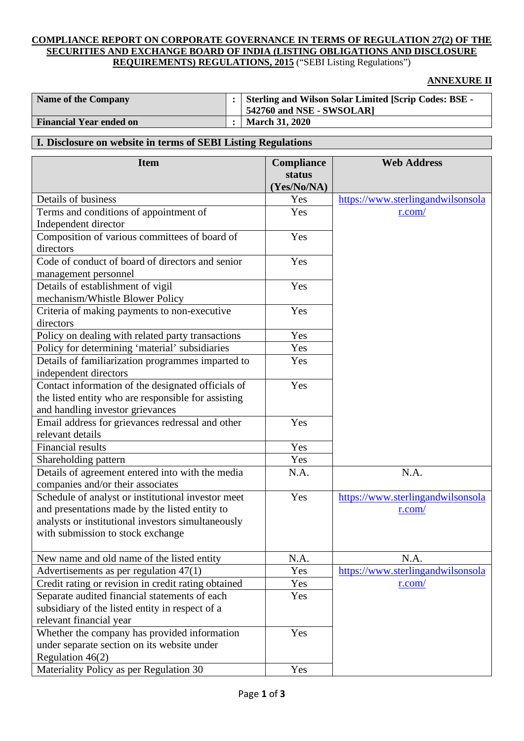**COMPLIANCE REPORT ON CORPORATE GOVERNANCE IN TERMS OF REGULATION 27(2) OF THE SECURITIES AND EXCHANGE BOARD OF INDIA (LISTING OBLIGATIONS AND DISCLOSURE REQUIREMENTS) REGULATIONS, 2015** ("SEBI Listing Regulations")

**ANNEXURE II**

| | | |
|---|---|---|
| **Name of the Company** | **:** | **Sterling and Wilson Solar Limited [Scrip Codes: BSE - 542760 and NSE - SWSOLAR]** |
| **Financial Year ended on** | **:** | **March 31, 2020** |

**I. Disclosure on website in terms of SEBI Listing Regulations**

| Item | Compliance status (Yes/No/NA) | Web Address |
|---|---|---|
| Details of business | Yes | https://www.sterlingandwilsonsolar.com/ |
| Terms and conditions of appointment of Independent director | Yes | |
| Composition of various committees of board of directors | Yes | |
| Code of conduct of board of directors and senior management personnel | Yes | |
| Details of establishment of vigil mechanism/Whistle Blower Policy | Yes | |
| Criteria of making payments to non-executive directors | Yes | |
| Policy on dealing with related party transactions | Yes | |
| Policy for determining 'material' subsidiaries | Yes | |
| Details of familiarization programmes imparted to independent directors | Yes | |
| Contact information of the designated officials of the listed entity who are responsible for assisting and handling investor grievances | Yes | |
| Email address for grievances redressal and other relevant details | Yes | |
| Financial results | Yes | |
| Shareholding pattern | Yes | |
| Details of agreement entered into with the media companies and/or their associates | N.A. | N.A. |
| Schedule of analyst or institutional investor meet and presentations made by the listed entity to analysts or institutional investors simultaneously with submission to stock exchange | Yes | https://www.sterlingandwilsonsolar.com/ |
| New name and old name of the listed entity | N.A. | N.A. |
| Advertisements as per regulation 47(1) | Yes | https://www.sterlingandwilsonsolar.com/ |
| Credit rating or revision in credit rating obtained | Yes | |
| Separate audited financial statements of each subsidiary of the listed entity in respect of a relevant financial year | Yes | |
| Whether the company has provided information under separate section on its website under Regulation 46(2) | Yes | |
| Materiality Policy as per Regulation 30 | Yes | |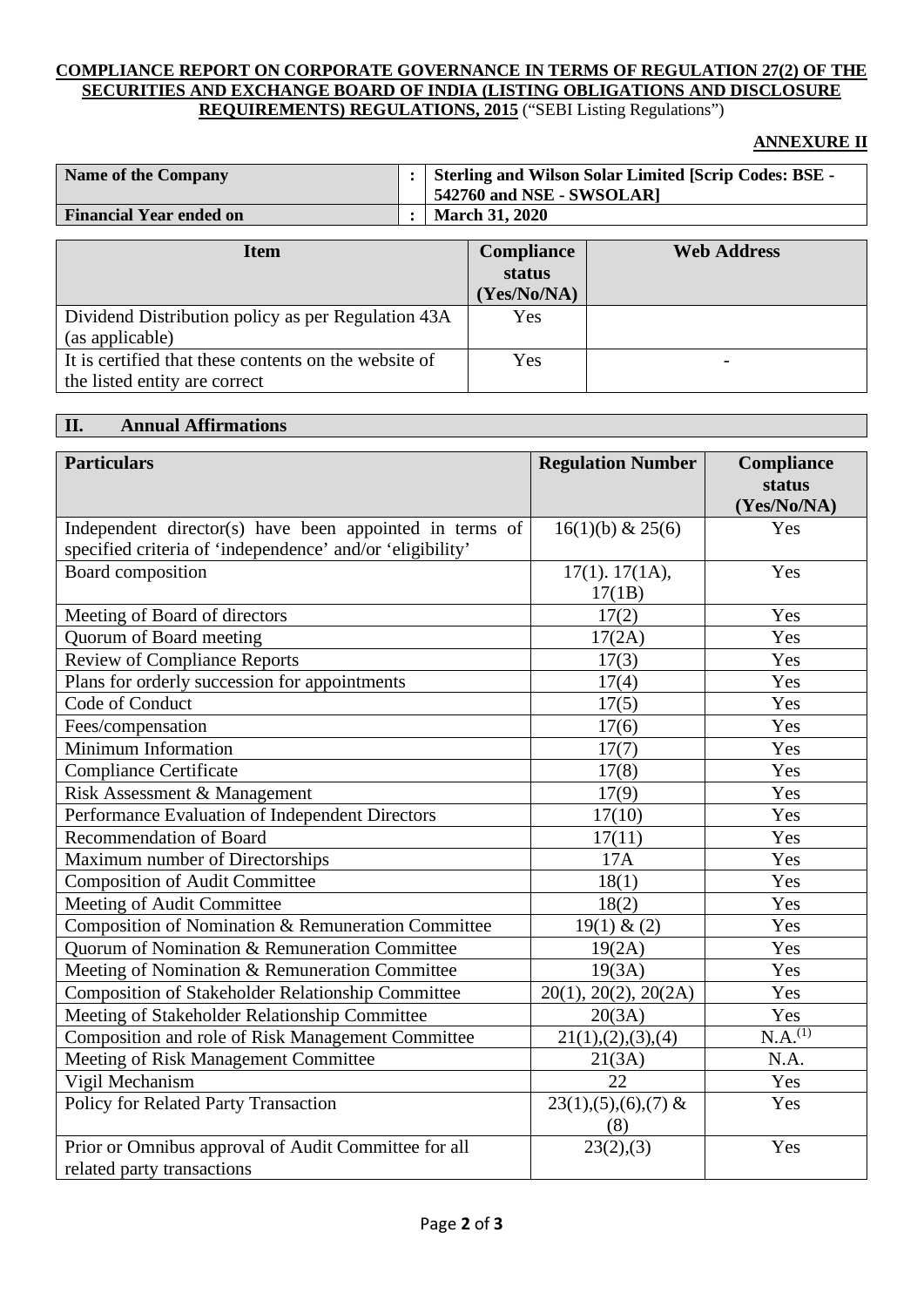**COMPLIANCE REPORT ON CORPORATE GOVERNANCE IN TERMS OF REGULATION 27(2) OF THE SECURITIES AND EXCHANGE BOARD OF INDIA (LISTING OBLIGATIONS AND DISCLOSURE REQUIREMENTS) REGULATIONS, 2015** ("SEBI Listing Regulations")

**ANNEXURE II**

| | | |
|---|---|---|
| **Name of the Company** | **:** | **Sterling and Wilson Solar Limited [Scrip Codes: BSE - 542760 and NSE - SWSOLAR]** |
| **Financial Year ended on** | **:** | **March 31, 2020** |

| Item | Compliance status (Yes/No/NA) | Web Address |
|---|---|---|
| Dividend Distribution policy as per Regulation 43A (as applicable) | Yes | |
| It is certified that these contents on the website of the listed entity are correct | Yes | - |

## II. Annual Affirmations

| Particulars | Regulation Number | Compliance status (Yes/No/NA) |
|---|---|---|
| Independent director(s) have been appointed in terms of specified criteria of 'independence' and/or 'eligibility' | 16(1)(b) & 25(6) | Yes |
| Board composition | 17(1). 17(1A), 17(1B) | Yes |
| Meeting of Board of directors | 17(2) | Yes |
| Quorum of Board meeting | 17(2A) | Yes |
| Review of Compliance Reports | 17(3) | Yes |
| Plans for orderly succession for appointments | 17(4) | Yes |
| Code of Conduct | 17(5) | Yes |
| Fees/compensation | 17(6) | Yes |
| Minimum Information | 17(7) | Yes |
| Compliance Certificate | 17(8) | Yes |
| Risk Assessment & Management | 17(9) | Yes |
| Performance Evaluation of Independent Directors | 17(10) | Yes |
| Recommendation of Board | 17(11) | Yes |
| Maximum number of Directorships | 17A | Yes |
| Composition of Audit Committee | 18(1) | Yes |
| Meeting of Audit Committee | 18(2) | Yes |
| Composition of Nomination & Remuneration Committee | 19(1) & (2) | Yes |
| Quorum of Nomination & Remuneration Committee | 19(2A) | Yes |
| Meeting of Nomination & Remuneration Committee | 19(3A) | Yes |
| Composition of Stakeholder Relationship Committee | 20(1), 20(2), 20(2A) | Yes |
| Meeting of Stakeholder Relationship Committee | 20(3A) | Yes |
| Composition and role of Risk Management Committee | 21(1),(2),(3),(4) | N.A.(1) |
| Meeting of Risk Management Committee | 21(3A) | N.A. |
| Vigil Mechanism | 22 | Yes |
| Policy for Related Party Transaction | 23(1),(5),(6),(7) & (8) | Yes |
| Prior or Omnibus approval of Audit Committee for all related party transactions | 23(2),(3) | Yes |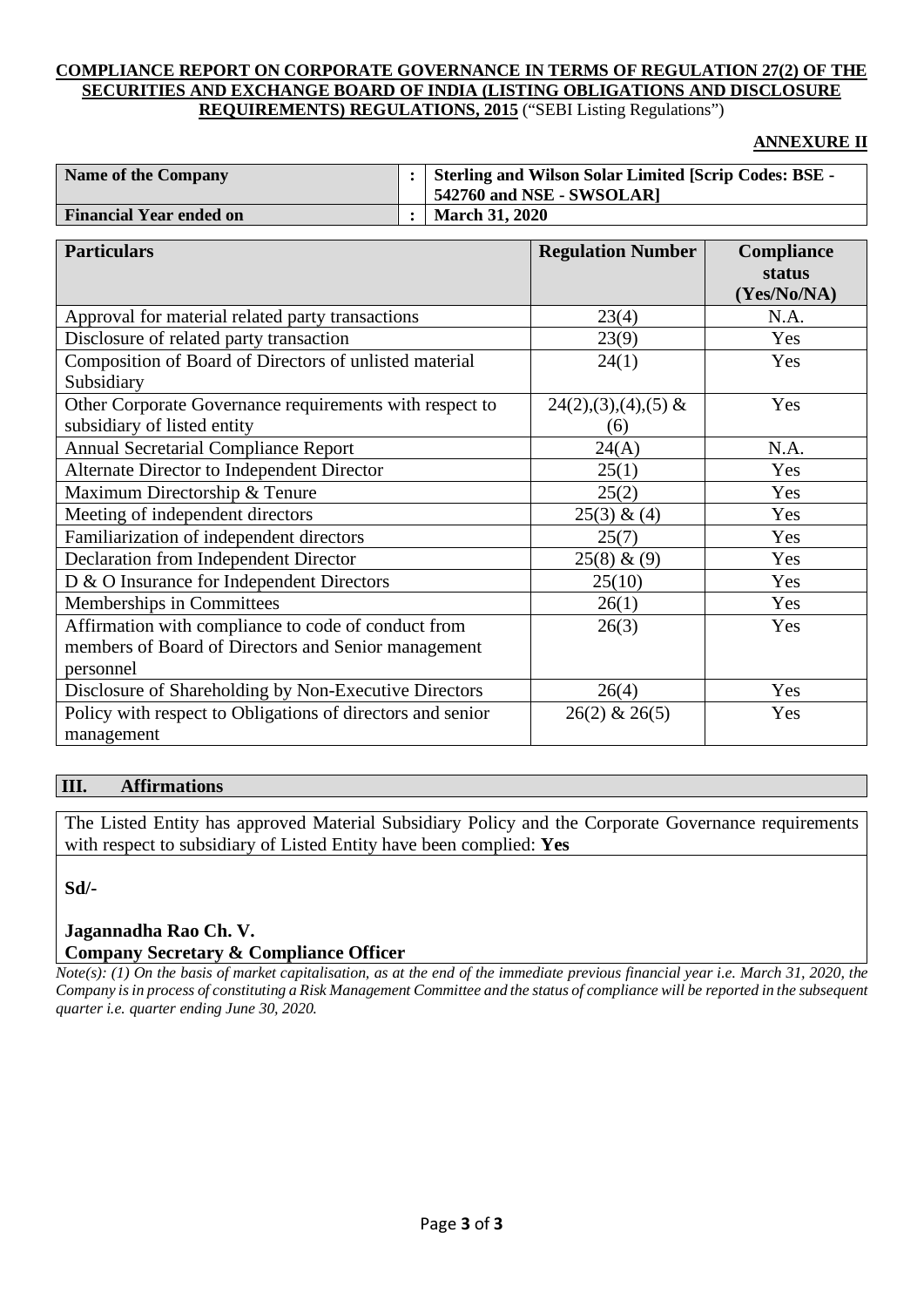**COMPLIANCE REPORT ON CORPORATE GOVERNANCE IN TERMS OF REGULATION 27(2) OF THE SECURITIES AND EXCHANGE BOARD OF INDIA (LISTING OBLIGATIONS AND DISCLOSURE REQUIREMENTS) REGULATIONS, 2015** ("SEBI Listing Regulations")

**ANNEXURE II**

| | | |
|---|---|---|
| **Name of the Company** | : | **Sterling and Wilson Solar Limited [Scrip Codes: BSE - 542760 and NSE - SWSOLAR]** |
| **Financial Year ended on** | : | **March 31, 2020** |

| **Particulars** | **Regulation Number** | **Compliance status (Yes/No/NA)** |
|---|---|---|
| Approval for material related party transactions | 23(4) | N.A. |
| Disclosure of related party transaction | 23(9) | Yes |
| Composition of Board of Directors of unlisted material Subsidiary | 24(1) | Yes |
| Other Corporate Governance requirements with respect to subsidiary of listed entity | 24(2),(3),(4),(5) & (6) | Yes |
| Annual Secretarial Compliance Report | 24(A) | N.A. |
| Alternate Director to Independent Director | 25(1) | Yes |
| Maximum Directorship & Tenure | 25(2) | Yes |
| Meeting of independent directors | 25(3) & (4) | Yes |
| Familiarization of independent directors | 25(7) | Yes |
| Declaration from Independent Director | 25(8) & (9) | Yes |
| D & O Insurance for Independent Directors | 25(10) | Yes |
| Memberships in Committees | 26(1) | Yes |
| Affirmation with compliance to code of conduct from members of Board of Directors and Senior management personnel | 26(3) | Yes |
| Disclosure of Shareholding by Non-Executive Directors | 26(4) | Yes |
| Policy with respect to Obligations of directors and senior management | 26(2) & 26(5) | Yes |

**III. Affirmations**

The Listed Entity has approved Material Subsidiary Policy and the Corporate Governance requirements with respect to subsidiary of Listed Entity have been complied: **Yes**

**Sd/-**

**Jagannadha Rao Ch. V.**
**Company Secretary & Compliance Officer**

*Note(s): (1) On the basis of market capitalisation, as at the end of the immediate previous financial year i.e. March 31, 2020, the Company is in process of constituting a Risk Management Committee and the status of compliance will be reported in the subsequent quarter i.e. quarter ending June 30, 2020.*